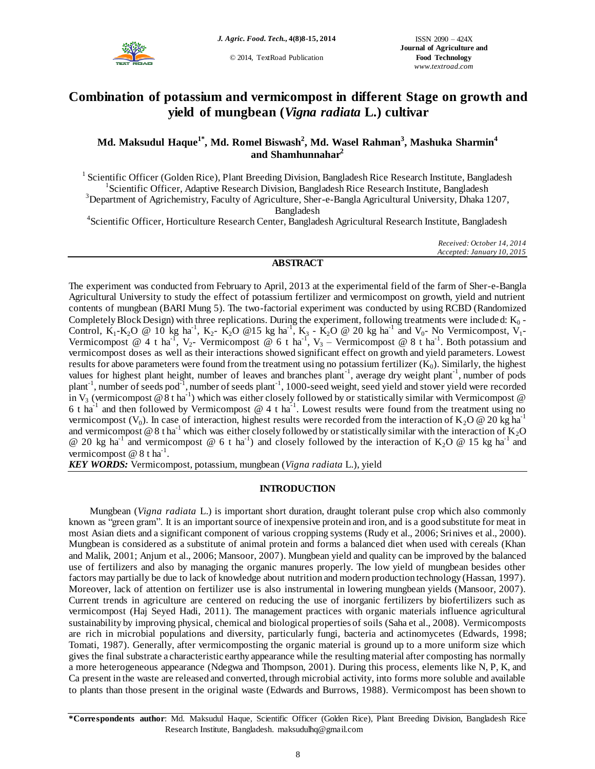# Combination of potassium and vermicompost in different Stage on growth and yield of mungbean (*Vigna radiata* L.) cultivar

**Md. Maksudul Haque[1*], Md. Romel Biswash[2], Md. Wasel Rahman[3], Mashuka Sharmin[4] and Shamhunnahar[2]**

[1] Scientific Officer (Golden Rice), Plant Breeding Division, Bangladesh Rice Research Institute, Bangladesh
[1]Scientific Officer, Adaptive Research Division, Bangladesh Rice Research Institute, Bangladesh
[3]Department of Agrichemistry, Faculty of Agriculture, Sher-e-Bangla Agricultural University, Dhaka 1207, Bangladesh
[4]Scientific Officer, Horticulture Research Center, Bangladesh Agricultural Research Institute, Bangladesh

*Received: October 14, 2014*
*Accepted: January 10, 2015*

## ABSTRACT

The experiment was conducted from February to April, 2013 at the experimental field of the farm of Sher-e-Bangla Agricultural University to study the effect of potassium fertilizer and vermicompost on growth, yield and nutrient contents of mungbean (BARI Mung 5). The two-factorial experiment was conducted by using RCBD (Randomized Completely Block Design) with three replications. During the experiment, following treatments were included: $K_0$ - Control, $K_1$-$K_2O$ @ 10 kg $ha^{-1}$, $K_2$- $K_2O$ @15 kg $ha^{-1}$, $K_3$ - $K_2O$ @ 20 kg $ha^{-1}$ and $V_0$- No Vermicompost, $V_1$- Vermicompost @ 4 t $ha^{-1}$, $V_2$- Vermicompost @ 6 t $ha^{-1}$, $V_3$ – Vermicompost @ 8 t $ha^{-1}$. Both potassium and vermicompost doses as well as their interactions showed significant effect on growth and yield parameters. Lowest results for above parameters were found from the treatment using no potassium fertilizer ($K_0$). Similarly, the highest values for highest plant height, number of leaves and branches $plant^{-1}$, average dry weight $plant^{-1}$, number of pods $plant^{-1}$, number of seeds $pod^{-1}$, number of seeds $plant^{-1}$, 1000-seed weight, seed yield and stover yield were recorded in $V_3$ (vermicompost @ 8 t $ha^{-1}$) which was either closely followed by or statistically similar with Vermicompost @ 6 t $ha^{-1}$ and then followed by Vermicompost @ 4 t $ha^{-1}$. Lowest results were found from the treatment using no vermicompost ($V_0$). In case of interaction, highest results were recorded from the interaction of $K_2O$ @ 20 kg $ha^{-1}$ and vermicompost @ 8 t $ha^{-1}$ which was either closely followed by or statistically similar with the interaction of $K_2O$ @ 20 kg $ha^{-1}$ and vermicompost @ 6 t $ha^{-1}$) and closely followed by the interaction of $K_2O$ @ 15 kg $ha^{-1}$ and vermicompost @ 8 t $ha^{-1}$.

***KEY WORDS:*** Vermicompost, potassium, mungbean (*Vigna radiata* L.), yield

## INTRODUCTION

Mungbean (*Vigna radiata* L.) is important short duration, draught tolerant pulse crop which also commonly known as "green gram". It is an important source of inexpensive protein and iron, and is a good substitute for meat in most Asian diets and a significant component of various cropping systems (Rudy et al., 2006; Srinives et al., 2000). Mungbean is considered as a substitute of animal protein and forms a balanced diet when used with cereals (Khan and Malik, 2001; Anjum et al., 2006; Mansoor, 2007). Mungbean yield and quality can be improved by the balanced use of fertilizers and also by managing the organic manures properly. The low yield of mungbean besides other factors may partially be due to lack of knowledge about nutrition and modern production technology (Hassan, 1997). Moreover, lack of attention on fertilizer use is also instrumental in lowering mungbean yields (Mansoor, 2007). Current trends in agriculture are centered on reducing the use of inorganic fertilizers by biofertilizers such as vermicompost (Haj Seyed Hadi, 2011). The management practices with organic materials influence agricultural sustainability by improving physical, chemical and biological properties of soils (Saha et al., 2008). Vermicomposts are rich in microbial populations and diversity, particularly fungi, bacteria and actinomycetes (Edwards, 1998; Tomati, 1987). Generally, after vermicomposting the organic material is ground up to a more uniform size which gives the final substrate a characteristic earthy appearance while the resulting material after composting has normally a more heterogeneous appearance (Ndegwa and Thompson, 2001). During this process, elements like N, P, K, and Ca present in the waste are released and converted, through microbial activity, into forms more soluble and available to plants than those present in the original waste (Edwards and Burrows, 1988). Vermicompost has been shown to

**\*Correspondents author**: Md. Maksudul Haque, Scientific Officer (Golden Rice), Plant Breeding Division, Bangladesh Rice Research Institute, Bangladesh. maksudulhq@gmail.com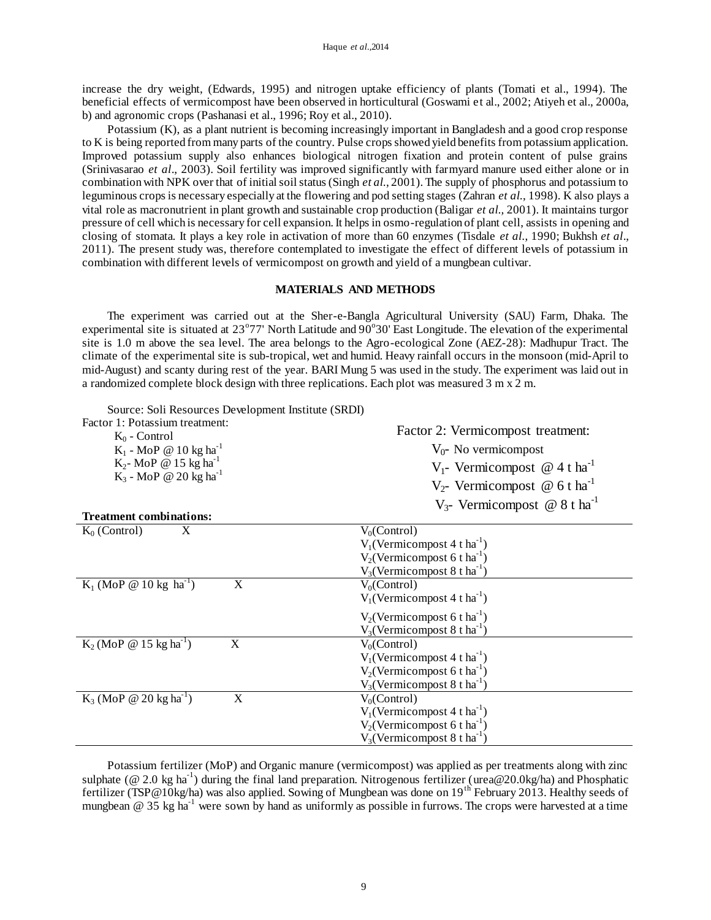increase the dry weight, (Edwards, 1995) and nitrogen uptake efficiency of plants (Tomati et al., 1994). The beneficial effects of vermicompost have been observed in horticultural (Goswami et al., 2002; Atiyeh et al., 2000a, b) and agronomic crops (Pashanasi et al., 1996; Roy et al., 2010).

Potassium (K), as a plant nutrient is becoming increasingly important in Bangladesh and a good crop response to K is being reported from many parts of the country. Pulse crops showed yield benefits from potassium application. Improved potassium supply also enhances biological nitrogen fixation and protein content of pulse grains (Srinivasarao *et al*., 2003). Soil fertility was improved significantly with farmyard manure used either alone or in combination with NPK over that of initial soil status (Singh *et al.*, 2001). The supply of phosphorus and potassium to leguminous crops is necessary especially at the flowering and pod setting stages (Zahran *et al.*, 1998). K also plays a vital role as macronutrient in plant growth and sustainable crop production (Baligar *et al.,* 2001). It maintains turgor pressure of cell which is necessary for cell expansion. It helps in osmo-regulation of plant cell, assists in opening and closing of stomata. It plays a key role in activation of more than 60 enzymes (Tisdale *et al*., 1990; Bukhsh *et al*., 2011). The present study was, therefore contemplated to investigate the effect of different levels of potassium in combination with different levels of vermicompost on growth and yield of a mungbean cultivar.

## MATERIALS AND METHODS

The experiment was carried out at the Sher-e-Bangla Agricultural University (SAU) Farm, Dhaka. The experimental site is situated at 23°77' North Latitude and 90°30' East Longitude. The elevation of the experimental site is 1.0 m above the sea level. The area belongs to the Agro-ecological Zone (AEZ-28): Madhupur Tract. The climate of the experimental site is sub-tropical, wet and humid. Heavy rainfall occurs in the monsoon (mid-April to mid-August) and scanty during rest of the year. BARI Mung 5 was used in the study. The experiment was laid out in a randomized complete block design with three replications. Each plot was measured 3 m x 2 m.

Source: Soli Resources Development Institute (SRDI)

Factor 1: Potassium treatment:

- $K_0$ - Control
- $K_1$ - MoP @ 10 kg ha$^{-1}$
- $K_2$- MoP @ 15 kg ha$^{-1}$
- $K_3$ - MoP @ 20 kg ha$^{-1}$

Factor 2: Vermicompost treatment:

- $V_0$- No vermicompost
- $V_1$- Vermicompost @ 4 t ha$^{-1}$
- $V_2$- Vermicompost @ 6 t ha$^{-1}$
- $V_3$- Vermicompost @ 8 t ha$^{-1}$

**Treatment combinations:**

| | | |
|---|---|---|
| $K_0$ (Control) | X | $V_0$(Control) |
| | | $V_1$(Vermicompost 4 t ha$^{-1}$) |
| | | $V_2$(Vermicompost 6 t ha$^{-1}$) |
| | | $V_3$(Vermicompost 8 t ha$^{-1}$) |
| $K_1$ (MoP @ 10 kg ha$^{-1}$) | X | $V_0$(Control) |
| | | $V_1$(Vermicompost 4 t ha$^{-1}$) |
| | | $V_2$(Vermicompost 6 t ha$^{-1}$) |
| | | $V_3$(Vermicompost 8 t ha$^{-1}$) |
| $K_2$ (MoP @ 15 kg ha$^{-1}$) | X | $V_0$(Control) |
| | | $V_1$(Vermicompost 4 t ha$^{-1}$) |
| | | $V_2$(Vermicompost 6 t ha$^{-1}$) |
| | | $V_3$(Vermicompost 8 t ha$^{-1}$) |
| $K_3$ (MoP @ 20 kg ha$^{-1}$) | X | $V_0$(Control) |
| | | $V_1$(Vermicompost 4 t ha$^{-1}$) |
| | | $V_2$(Vermicompost 6 t ha$^{-1}$) |
| | | $V_3$(Vermicompost 8 t ha$^{-1}$) |

Potassium fertilizer (MoP) and Organic manure (vermicompost) was applied as per treatments along with zinc sulphate (@ 2.0 kg ha$^{-1}$) during the final land preparation. Nitrogenous fertilizer (urea@20.0kg/ha) and Phosphatic fertilizer (TSP@10kg/ha) was also applied. Sowing of Mungbean was done on 19$^{th}$ February 2013. Healthy seeds of mungbean @ 35 kg ha$^{-1}$ were sown by hand as uniformly as possible in furrows. The crops were harvested at a time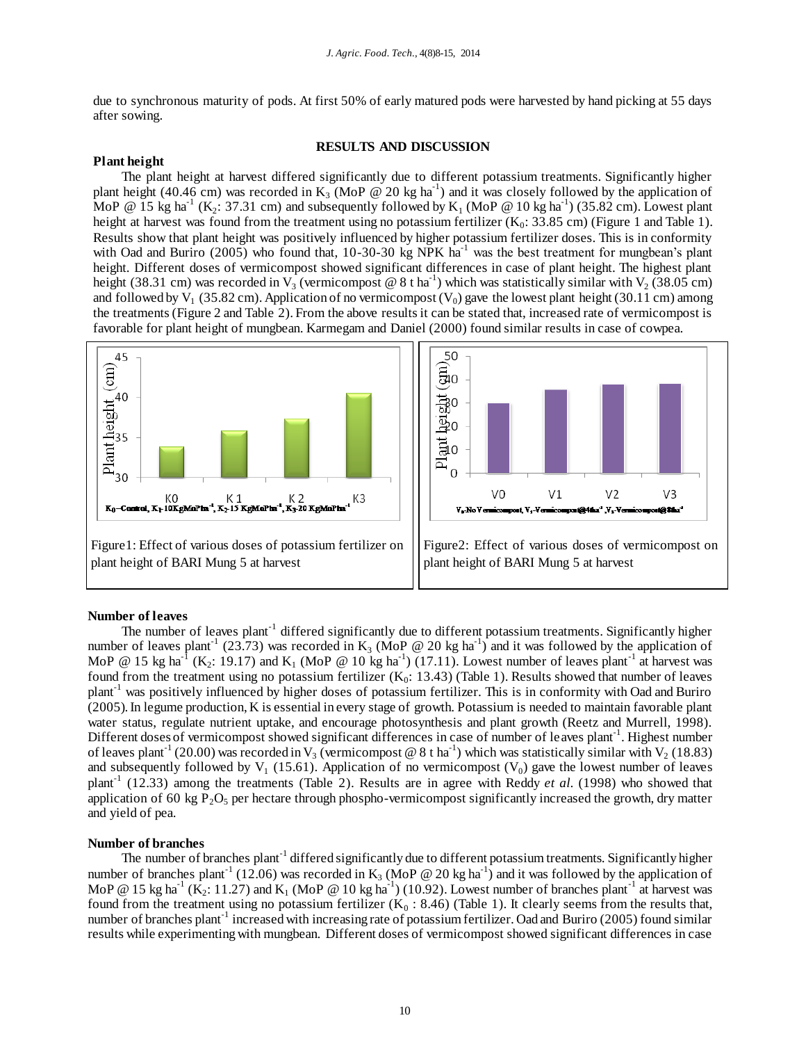due to synchronous maturity of pods. At first 50% of early matured pods were harvested by hand picking at 55 days after sowing.

## RESULTS AND DISCUSSION

### Plant height

The plant height at harvest differed significantly due to different potassium treatments. Significantly higher plant height (40.46 cm) was recorded in $K_3$ (MoP @ 20 kg $ha^{-1}$) and it was closely followed by the application of MoP @ 15 kg $ha^{-1}$ ($K_2$: 37.31 cm) and subsequently followed by $K_1$ (MoP @ 10 kg $ha^{-1}$) (35.82 cm). Lowest plant height at harvest was found from the treatment using no potassium fertilizer ($K_0$: 33.85 cm) (Figure 1 and Table 1). Results show that plant height was positively influenced by higher potassium fertilizer doses. This is in conformity with Oad and Buriro (2005) who found that, 10-30-30 kg NPK $ha^{-1}$ was the best treatment for mungbean's plant height. Different doses of vermicompost showed significant differences in case of plant height. The highest plant height (38.31 cm) was recorded in $V_3$ (vermicompost @ 8 t $ha^{-1}$) which was statistically similar with $V_2$ (38.05 cm) and followed by $V_1$ (35.82 cm). Application of no vermicompost ($V_0$) gave the lowest plant height (30.11 cm) among the treatments (Figure 2 and Table 2). From the above results it can be stated that, increased rate of vermicompost is favorable for plant height of mungbean. Karmegam and Daniel (2000) found similar results in case of cowpea.

Figure1: Effect of various doses of potassium fertilizer on plant height of BARI Mung 5 at harvest

Figure2: Effect of various doses of vermicompost on plant height of BARI Mung 5 at harvest

### Number of leaves

The number of leaves $plant^{-1}$ differed significantly due to different potassium treatments. Significantly higher number of leaves $plant^{-1}$ (23.73) was recorded in $K_3$ (MoP @ 20 kg $ha^{-1}$) and it was followed by the application of MoP @ 15 kg $ha^{-1}$ ($K_2$: 19.17) and $K_1$ (MoP @ 10 kg $ha^{-1}$) (17.11). Lowest number of leaves $plant^{-1}$ at harvest was found from the treatment using no potassium fertilizer ($K_0$: 13.43) (Table 1). Results showed that number of leaves $plant^{-1}$ was positively influenced by higher doses of potassium fertilizer. This is in conformity with Oad and Buriro (2005). In legume production, K is essential in every stage of growth. Potassium is needed to maintain favorable plant water status, regulate nutrient uptake, and encourage photosynthesis and plant growth (Reetz and Murrell, 1998). Different doses of vermicompost showed significant differences in case of number of leaves $plant^{-1}$. Highest number of leaves $plant^{-1}$ (20.00) was recorded in $V_3$ (vermicompost @ 8 t $ha^{-1}$) which was statistically similar with $V_2$ (18.83) and subsequently followed by $V_1$ (15.61). Application of no vermicompost ($V_0$) gave the lowest number of leaves $plant^{-1}$ (12.33) among the treatments (Table 2). Results are in agree with Reddy *et al.* (1998) who showed that application of 60 kg $P_2O_5$ per hectare through phospho-vermicompost significantly increased the growth, dry matter and yield of pea.

### Number of branches

The number of branches $plant^{-1}$ differed significantly due to different potassium treatments. Significantly higher number of branches $plant^{-1}$ (12.06) was recorded in $K_3$ (MoP @ 20 kg $ha^{-1}$) and it was followed by the application of MoP @ 15 kg $ha^{-1}$ ($K_2$: 11.27) and $K_1$ (MoP @ 10 kg $ha^{-1}$) (10.92). Lowest number of branches $plant^{-1}$ at harvest was found from the treatment using no potassium fertilizer ($K_0$ : 8.46) (Table 1). It clearly seems from the results that, number of branches $plant^{-1}$ increased with increasing rate of potassium fertilizer. Oad and Buriro (2005) found similar results while experimenting with mungbean. Different doses of vermicompost showed significant differences in case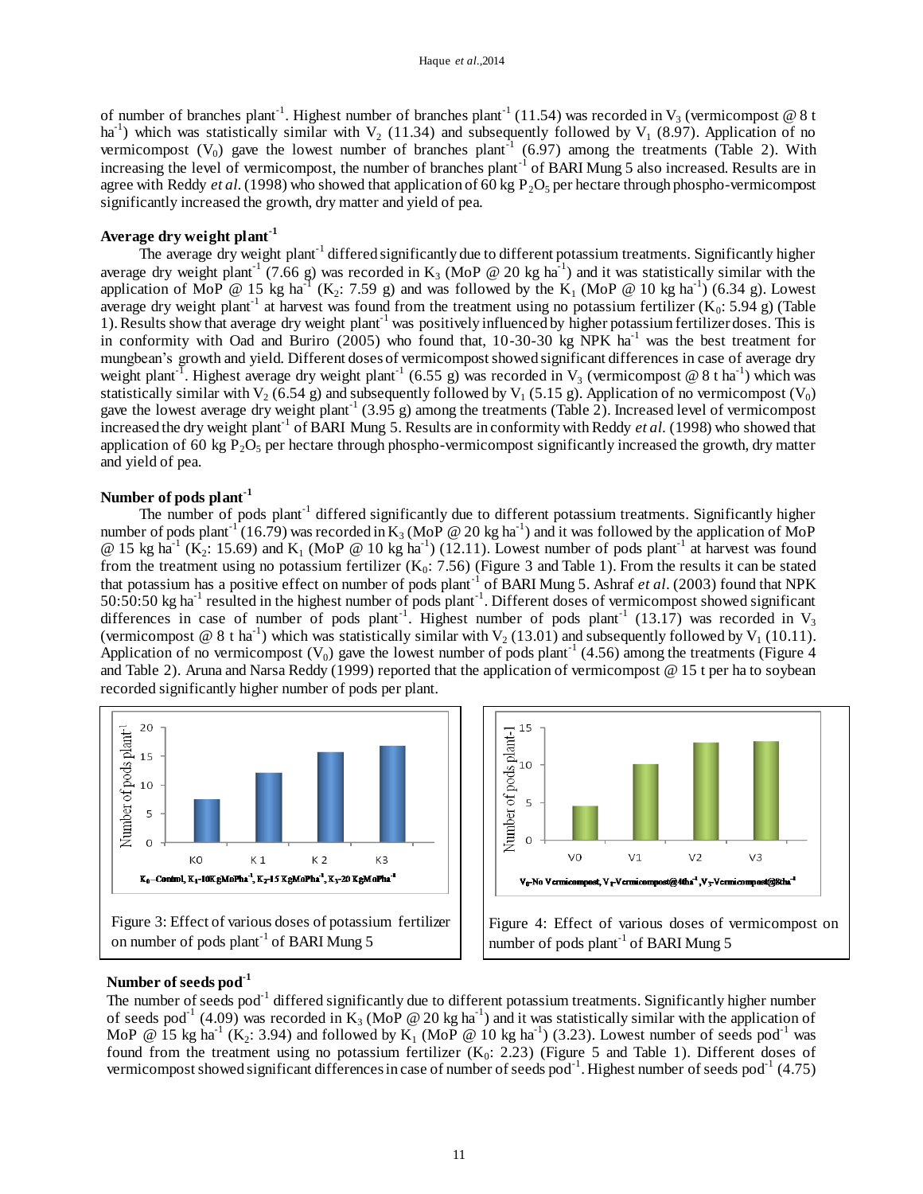of number of branches plant$^{-1}$. Highest number of branches plant$^{-1}$ (11.54) was recorded in $V_3$ (vermicompost @ 8 t ha$^{-1}$) which was statistically similar with $V_2$ (11.34) and subsequently followed by $V_1$ (8.97). Application of no vermicompost ($V_0$) gave the lowest number of branches plant$^{-1}$ (6.97) among the treatments (Table 2). With increasing the level of vermicompost, the number of branches plant$^{-1}$ of BARI Mung 5 also increased. Results are in agree with Reddy *et al.* (1998) who showed that application of 60 kg $P_2O_5$ per hectare through phospho-vermicompost significantly increased the growth, dry matter and yield of pea.

## Average dry weight plant$^{-1}$

The average dry weight plant$^{-1}$ differed significantly due to different potassium treatments. Significantly higher average dry weight plant$^{-1}$ (7.66 g) was recorded in $K_3$ (MoP @ 20 kg ha$^{-1}$) and it was statistically similar with the application of MoP @ 15 kg ha$^{-1}$ ($K_2$: 7.59 g) and was followed by the $K_1$ (MoP @ 10 kg ha$^{-1}$) (6.34 g). Lowest average dry weight plant$^{-1}$ at harvest was found from the treatment using no potassium fertilizer ($K_0$: 5.94 g) (Table 1). Results show that average dry weight plant$^{-1}$ was positively influenced by higher potassium fertilizer doses. This is in conformity with Oad and Buriro (2005) who found that, 10-30-30 kg NPK ha$^{-1}$ was the best treatment for mungbean's growth and yield. Different doses of vermicompost showed significant differences in case of average dry weight plant$^{-1}$. Highest average dry weight plant$^{-1}$ (6.55 g) was recorded in $V_3$ (vermicompost @ 8 t ha$^{-1}$) which was statistically similar with $V_2$ (6.54 g) and subsequently followed by $V_1$ (5.15 g). Application of no vermicompost ($V_0$) gave the lowest average dry weight plant$^{-1}$ (3.95 g) among the treatments (Table 2). Increased level of vermicompost increased the dry weight plant$^{-1}$ of BARI Mung 5. Results are in conformity with Reddy *et al.* (1998) who showed that application of 60 kg $P_2O_5$ per hectare through phospho-vermicompost significantly increased the growth, dry matter and yield of pea.

## Number of pods plant$^{-1}$

The number of pods plant$^{-1}$ differed significantly due to different potassium treatments. Significantly higher number of pods plant$^{-1}$ (16.79) was recorded in $K_3$ (MoP @ 20 kg ha$^{-1}$) and it was followed by the application of MoP @ 15 kg ha$^{-1}$ ($K_2$: 15.69) and $K_1$ (MoP @ 10 kg ha$^{-1}$) (12.11). Lowest number of pods plant$^{-1}$ at harvest was found from the treatment using no potassium fertilizer ($K_0$: 7.56) (Figure 3 and Table 1). From the results it can be stated that potassium has a positive effect on number of pods plant$^{-1}$ of BARI Mung 5. Ashraf *et al*. (2003) found that NPK 50:50:50 kg ha$^{-1}$ resulted in the highest number of pods plant$^{-1}$. Different doses of vermicompost showed significant differences in case of number of pods plant$^{-1}$. Highest number of pods plant$^{-1}$ (13.17) was recorded in $V_3$ (vermicompost @ 8 t ha$^{-1}$) which was statistically similar with $V_2$ (13.01) and subsequently followed by $V_1$ (10.11). Application of no vermicompost ($V_0$) gave the lowest number of pods plant$^{-1}$ (4.56) among the treatments (Figure 4 and Table 2). Aruna and Narsa Reddy (1999) reported that the application of vermicompost @ 15 t per ha to soybean recorded significantly higher number of pods per plant.

Figure 3: Effect of various doses of potassium fertilizer on number of pods plant$^{-1}$ of BARI Mung 5

Figure 4: Effect of various doses of vermicompost on number of pods plant$^{-1}$ of BARI Mung 5

## Number of seeds pod$^{-1}$

The number of seeds pod$^{-1}$ differed significantly due to different potassium treatments. Significantly higher number of seeds pod$^{-1}$ (4.09) was recorded in $K_3$ (MoP @ 20 kg ha$^{-1}$) and it was statistically similar with the application of MoP @ 15 kg ha$^{-1}$ ($K_2$: 3.94) and followed by $K_1$ (MoP @ 10 kg ha$^{-1}$) (3.23). Lowest number of seeds pod$^{-1}$ was found from the treatment using no potassium fertilizer ($K_0$: 2.23) (Figure 5 and Table 1). Different doses of vermicompost showed significant differences in case of number of seeds pod$^{-1}$. Highest number of seeds pod$^{-1}$ (4.75)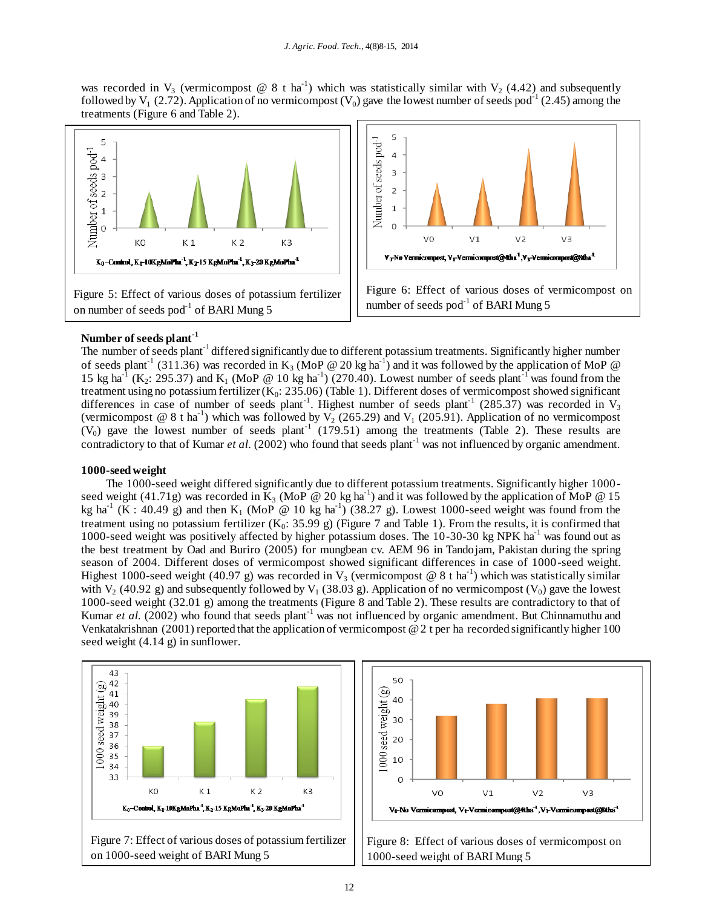was recorded in $V_3$ (vermicompost @ 8 t $ha^{-1}$) which was statistically similar with $V_2$ (4.42) and subsequently followed by $V_1$ (2.72). Application of no vermicompost ($V_0$) gave the lowest number of seeds $pod^{-1}$ (2.45) among the treatments (Figure 6 and Table 2).

Figure 5: Effect of various doses of potassium fertilizer on number of seeds $pod^{-1}$ of BARI Mung 5

Figure 6: Effect of various doses of vermicompost on number of seeds $pod^{-1}$ of BARI Mung 5

### Number of seeds plant$^{-1}$

The number of seeds $plant^{-1}$ differed significantly due to different potassium treatments. Significantly higher number of seeds $plant^{-1}$ (311.36) was recorded in $K_3$ (MoP @ 20 kg $ha^{-1}$) and it was followed by the application of MoP @ 15 kg $ha^{-1}$ ($K_2$: 295.37) and $K_1$ (MoP @ 10 kg $ha^{-1}$) (270.40). Lowest number of seeds $plant^{-1}$ was found from the treatment using no potassium fertilizer ($K_0$: 235.06) (Table 1). Different doses of vermicompost showed significant differences in case of number of seeds $plant^{-1}$. Highest number of seeds $plant^{-1}$ (285.37) was recorded in $V_3$ (vermicompost @ 8 t $ha^{-1}$) which was followed by $V_2$ (265.29) and $V_1$ (205.91). Application of no vermicompost ($V_0$) gave the lowest number of seeds $plant^{-1}$ (179.51) among the treatments (Table 2). These results are contradictory to that of Kumar *et al.* (2002) who found that seeds $plant^{-1}$ was not influenced by organic amendment.

### 1000-seed weight

The 1000-seed weight differed significantly due to different potassium treatments. Significantly higher 1000-seed weight (41.71g) was recorded in $K_3$ (MoP @ 20 kg $ha^{-1}$) and it was followed by the application of MoP @ 15 kg $ha^{-1}$ (K : 40.49 g) and then $K_1$ (MoP @ 10 kg $ha^{-1}$) (38.27 g). Lowest 1000-seed weight was found from the treatment using no potassium fertilizer ($K_0$: 35.99 g) (Figure 7 and Table 1). From the results, it is confirmed that 1000-seed weight was positively affected by higher potassium doses. The 10-30-30 kg NPK $ha^{-1}$ was found out as the best treatment by Oad and Buriro (2005) for mungbean cv. AEM 96 in Tandojam, Pakistan during the spring season of 2004. Different doses of vermicompost showed significant differences in case of 1000-seed weight. Highest 1000-seed weight (40.97 g) was recorded in $V_3$ (vermicompost @ 8 t $ha^{-1}$) which was statistically similar with $V_2$ (40.92 g) and subsequently followed by $V_1$ (38.03 g). Application of no vermicompost ($V_0$) gave the lowest 1000-seed weight (32.01 g) among the treatments (Figure 8 and Table 2). These results are contradictory to that of Kumar *et al.* (2002) who found that seeds $plant^{-1}$ was not influenced by organic amendment. But Chinnamuthu and Venkatakrishnan (2001) reported that the application of vermicompost @ 2 t per ha recorded significantly higher 100 seed weight (4.14 g) in sunflower.

Figure 7: Effect of various doses of potassium fertilizer on 1000-seed weight of BARI Mung 5

Figure 8: Effect of various doses of vermicompost on 1000-seed weight of BARI Mung 5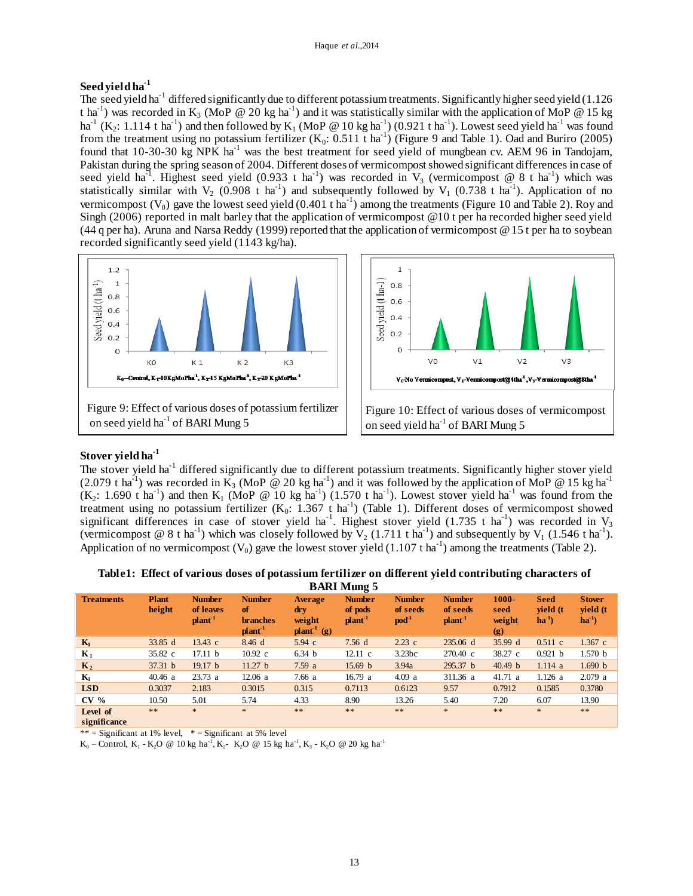### Seed yield $ha^{-1}$

The seed yield $ha^{-1}$ differed significantly due to different potassium treatments. Significantly higher seed yield (1.126 t $ha^{-1}$) was recorded in $K_3$ (MoP @ 20 kg $ha^{-1}$) and it was statistically similar with the application of MoP @ 15 kg $ha^{-1}$ ($K_2$: 1.114 t $ha^{-1}$) and then followed by $K_1$ (MoP @ 10 kg $ha^{-1}$) (0.921 t $ha^{-1}$). Lowest seed yield $ha^{-1}$ was found from the treatment using no potassium fertilizer ($K_0$: 0.511 t $ha^{-1}$) (Figure 9 and Table 1). Oad and Buriro (2005) found that 10-30-30 kg NPK $ha^{-1}$ was the best treatment for seed yield of mungbean cv. AEM 96 in Tandojam, Pakistan during the spring season of 2004. Different doses of vermicompost showed significant differences in case of seed yield $ha^{-1}$. Highest seed yield (0.933 t $ha^{-1}$) was recorded in $V_3$ (vermicompost @ 8 t $ha^{-1}$) which was statistically similar with $V_2$ (0.908 t $ha^{-1}$) and subsequently followed by $V_1$ (0.738 t $ha^{-1}$). Application of no vermicompost ($V_0$) gave the lowest seed yield (0.401 t $ha^{-1}$) among the treatments (Figure 10 and Table 2). Roy and Singh (2006) reported in malt barley that the application of vermicompost @10 t per ha recorded higher seed yield (44 q per ha). Aruna and Narsa Reddy (1999) reported that the application of vermicompost @ 15 t per ha to soybean recorded significantly seed yield (1143 kg/ha).

Figure 9: Effect of various doses of potassium fertilizer on seed yield $ha^{-1}$ of BARI Mung 5

Figure 10: Effect of various doses of vermicompost on seed yield $ha^{-1}$ of BARI Mung 5

### Stover yield $ha^{-1}$

The stover yield $ha^{-1}$ differed significantly due to different potassium treatments. Significantly higher stover yield (2.079 t $ha^{-1}$) was recorded in $K_3$ (MoP @ 20 kg $ha^{-1}$) and it was followed by the application of MoP @ 15 kg $ha^{-1}$ ($K_2$: 1.690 t $ha^{-1}$) and then $K_1$ (MoP @ 10 kg $ha^{-1}$) (1.570 t $ha^{-1}$). Lowest stover yield $ha^{-1}$ was found from the treatment using no potassium fertilizer ($K_0$: 1.367 t $ha^{-1}$) (Table 1). Different doses of vermicompost showed significant differences in case of stover yield $ha^{-1}$. Highest stover yield (1.735 t $ha^{-1}$) was recorded in $V_3$ (vermicompost @ 8 t $ha^{-1}$) which was closely followed by $V_2$ (1.711 t $ha^{-1}$) and subsequently by $V_1$ (1.546 t $ha^{-1}$). Application of no vermicompost ($V_0$) gave the lowest stover yield (1.107 t $ha^{-1}$) among the treatments (Table 2).

**Table1: Effect of various doses of potassium fertilizer on different yield contributing characters of BARI Mung 5**

| Treatments | Plant height | Number of leaves $plant^{-1}$ | Number of branches $plant^{-1}$ | Average dry weight $plant^{-1}$ (g) | Number of pods $plant^{-1}$ | Number of seeds $pod^{-1}$ | Number of seeds $plant^{-1}$ | 1000-seed weight (g) | Seed yield (t $ha^{-1}$) | Stover yield (t $ha^{-1}$) |
|---|---|---|---|---|---|---|---|---|---|---|
| $K_0$ | 33.85 d | 13.43 c | 8.46 d | 5.94 c | 7.56 d | 2.23 c | 235.06 d | 35.99 d | 0.511 c | 1.367 c |
| $K_1$ | 35.82 c | 17.11 b | 10.92 c | 6.34 b | 12.11 c | 3.23bc | 270.40 c | 38.27 c | 0.921 b | 1.570 b |
| $K_2$ | 37.31 b | 19.17 b | 11.27 b | 7.59 a | 15.69 b | 3.94a | 295.37 b | 40.49 b | 1.114 a | 1.690 b |
| $K_3$ | 40.46 a | 23.73 a | 12.06 a | 7.66 a | 16.79 a | 4.09 a | 311.36 a | 41.71 a | 1.126 a | 2.079 a |
| LSD | 0.3037 | 2.183 | 0.3015 | 0.315 | 0.7113 | 0.6123 | 9.57 | 0.7912 | 0.1585 | 0.3780 |
| CV % | 10.50 | 5.01 | 5.74 | 4.33 | 8.90 | 13.26 | 5.40 | 7.20 | 6.07 | 13.90 |
| Level of significance | ** | * | * | ** | ** | ** | * | ** | * | ** |

** = Significant at 1% level, * = Significant at 5% level

$K_0$ – Control, $K_1$ - $K_2O$ @ 10 kg $ha^{-1}$, $K_2$- $K_2O$ @ 15 kg $ha^{-1}$, $K_3$ - $K_2O$ @ 20 kg $ha^{-1}$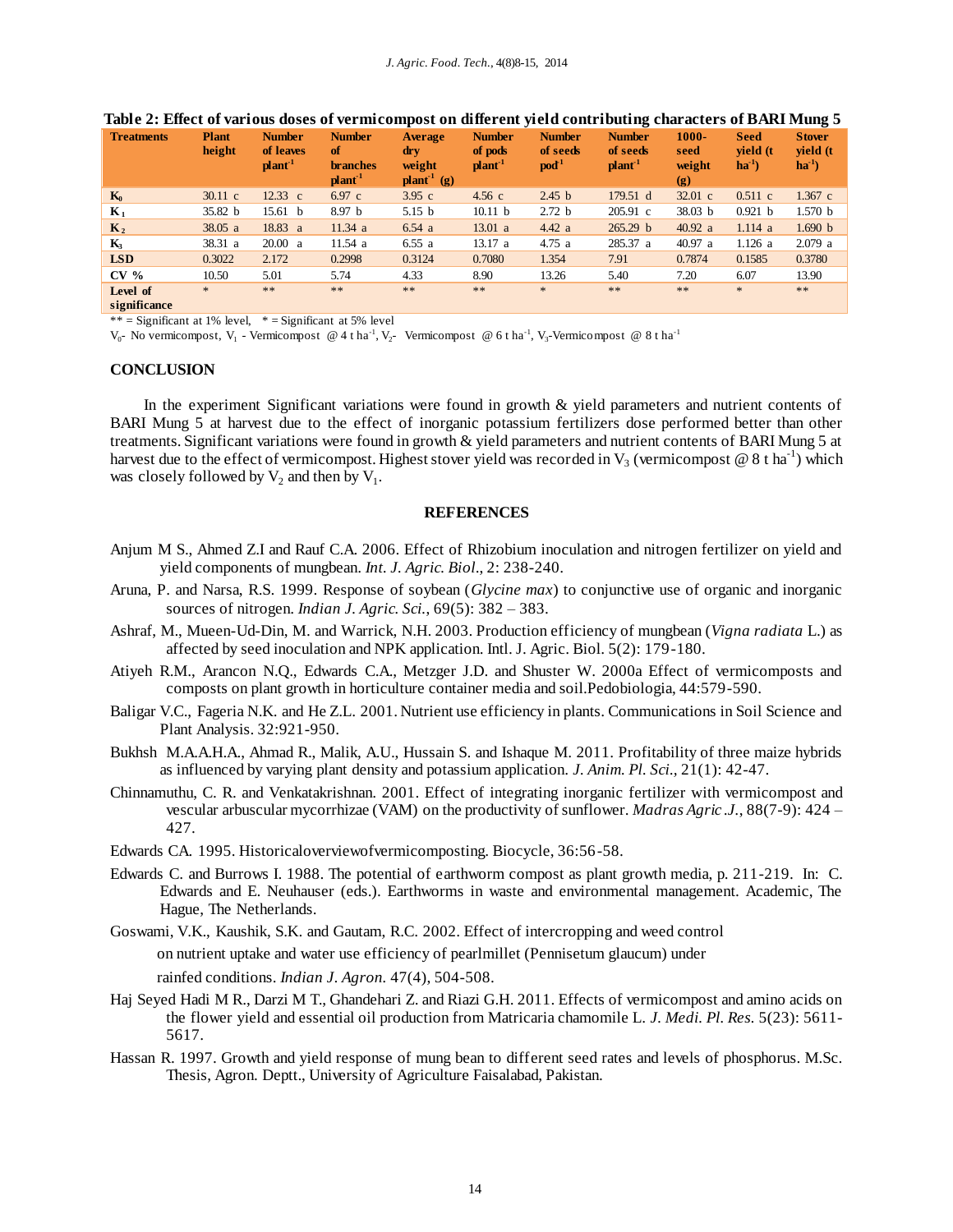**Table 2: Effect of various doses of vermicompost on different yield contributing characters of BARI Mung 5**

| Treatments | Plant height | Number of leaves plant$^{-1}$ | Number of branches plant$^{-1}$ | Average dry weight plant$^{-1}$ (g) | Number of pods plant$^{-1}$ | Number of seeds pod$^{-1}$ | Number of seeds plant$^{-1}$ | 1000-seed weight (g) | Seed yield (t ha$^{-1}$) | Stover yield (t ha$^{-1}$) |
|---|---|---|---|---|---|---|---|---|---|---|
| $K_0$ | 30.11 c | 12.33 c | 6.97 c | 3.95 c | 4.56 c | 2.45 b | 179.51 d | 32.01 c | 0.511 c | 1.367 c |
| $K_1$ | 35.82 b | 15.61 b | 8.97 b | 5.15 b | 10.11 b | 2.72 b | 205.91 c | 38.03 b | 0.921 b | 1.570 b |
| $K_2$ | 38.05 a | 18.83 a | 11.34 a | 6.54 a | 13.01 a | 4.42 a | 265.29 b | 40.92 a | 1.114 a | 1.690 b |
| $K_3$ | 38.31 a | 20.00 a | 11.54 a | 6.55 a | 13.17 a | 4.75 a | 285.37 a | 40.97 a | 1.126 a | 2.079 a |
| LSD | 0.3022 | 2.172 | 0.2998 | 0.3124 | 0.7080 | 1.354 | 7.91 | 0.7874 | 0.1585 | 0.3780 |
| CV % | 10.50 | 5.01 | 5.74 | 4.33 | 8.90 | 13.26 | 5.40 | 7.20 | 6.07 | 13.90 |
| Level of significance | * | ** | ** | ** | ** | * | ** | ** | * | ** |

** = Significant at 1% level, * = Significant at 5% level

$V_0$- No vermicompost, $V_1$ - Vermicompost @ 4 t ha$^{-1}$, $V_2$- Vermicompost @ 6 t ha$^{-1}$, $V_3$-Vermicompost @ 8 t ha$^{-1}$

## CONCLUSION

In the experiment Significant variations were found in growth & yield parameters and nutrient contents of BARI Mung 5 at harvest due to the effect of inorganic potassium fertilizers dose performed better than other treatments. Significant variations were found in growth & yield parameters and nutrient contents of BARI Mung 5 at harvest due to the effect of vermicompost. Highest stover yield was recorded in $V_3$ (vermicompost @ 8 t ha$^{-1}$) which was closely followed by $V_2$ and then by $V_1$.

## REFERENCES

Anjum M S., Ahmed Z.I and Rauf C.A. 2006. Effect of Rhizobium inoculation and nitrogen fertilizer on yield and yield components of mungbean. *Int. J. Agric. Biol.*, 2: 238-240.

Aruna, P. and Narsa, R.S. 1999. Response of soybean (*Glycine max*) to conjunctive use of organic and inorganic sources of nitrogen. *Indian J. Agric. Sci.*, 69(5): 382 – 383.

Ashraf, M., Mueen-Ud-Din, M. and Warrick, N.H. 2003. Production efficiency of mungbean (*Vigna radiata* L.) as affected by seed inoculation and NPK application. Intl. J. Agric. Biol. 5(2): 179-180.

Atiyeh R.M., Arancon N.Q., Edwards C.A., Metzger J.D. and Shuster W. 2000a Effect of vermicomposts and composts on plant growth in horticulture container media and soil.Pedobiologia, 44:579-590.

Baligar V.C., Fageria N.K. and He Z.L. 2001. Nutrient use efficiency in plants. Communications in Soil Science and Plant Analysis. 32:921-950.

Bukhsh M.A.A.H.A., Ahmad R., Malik, A.U., Hussain S. and Ishaque M. 2011. Profitability of three maize hybrids as influenced by varying plant density and potassium application. *J. Anim. Pl. Sci.*, 21(1): 42-47.

Chinnamuthu, C. R. and Venkatakrishnan. 2001. Effect of integrating inorganic fertilizer with vermicompost and vescular arbuscular mycorrhizae (VAM) on the productivity of sunflower. *Madras Agric .J.*, 88(7-9): 424 – 427.

Edwards CA. 1995. Historicaloverviewofvermicomposting. Biocycle, 36:56-58.

Edwards C. and Burrows I. 1988. The potential of earthworm compost as plant growth media, p. 211-219. In: C. Edwards and E. Neuhauser (eds.). Earthworms in waste and environmental management. Academic, The Hague, The Netherlands.

Goswami, V.K., Kaushik, S.K. and Gautam, R.C. 2002. Effect of intercropping and weed control on nutrient uptake and water use efficiency of pearlmillet (Pennisetum glaucum) under rainfed conditions. *Indian J. Agron.* 47(4), 504-508.

Haj Seyed Hadi M R., Darzi M T., Ghandehari Z. and Riazi G.H. 2011. Effects of vermicompost and amino acids on the flower yield and essential oil production from Matricaria chamomile L. *J. Medi. Pl. Res.* 5(23): 5611-5617.

Hassan R. 1997. Growth and yield response of mung bean to different seed rates and levels of phosphorus. M.Sc. Thesis, Agron. Deptt., University of Agriculture Faisalabad, Pakistan.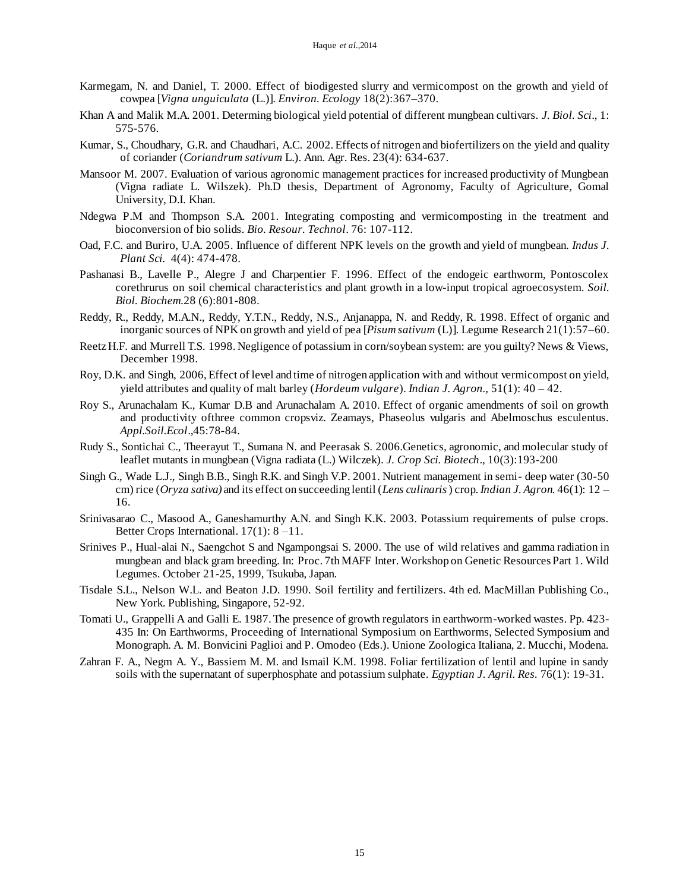Karmegam, N. and Daniel, T. 2000. Effect of biodigested slurry and vermicompost on the growth and yield of cowpea [*Vigna unguiculata* (L.)]. *Environ. Ecology* 18(2):367–370.

Khan A and Malik M.A. 2001. Determing biological yield potential of different mungbean cultivars. *J. Biol. Sci*., 1: 575-576.

Kumar, S., Choudhary, G.R. and Chaudhari, A.C. 2002. Effects of nitrogen and biofertilizers on the yield and quality of coriander (*Coriandrum sativum* L.). Ann. Agr. Res. 23(4): 634-637.

Mansoor M. 2007. Evaluation of various agronomic management practices for increased productivity of Mungbean (Vigna radiate L. Wilszek). Ph.D thesis, Department of Agronomy, Faculty of Agriculture, Gomal University, D.I. Khan.

Ndegwa P.M and Thompson S.A. 2001. Integrating composting and vermicomposting in the treatment and bioconversion of bio solids. *Bio. Resour. Technol*. 76: 107-112.

Oad, F.C. and Buriro, U.A. 2005. Influence of different NPK levels on the growth and yield of mungbean. *Indus J. Plant Sci.* 4(4): 474-478.

Pashanasi B., Lavelle P., Alegre J and Charpentier F. 1996. Effect of the endogeic earthworm, Pontoscolex corethrurus on soil chemical characteristics and plant growth in a low-input tropical agroecosystem. *Soil. Biol. Biochem.*28 (6):801-808.

Reddy, R., Reddy, M.A.N., Reddy, Y.T.N., Reddy, N.S., Anjanappa, N. and Reddy, R. 1998. Effect of organic and inorganic sources of NPK on growth and yield of pea [*Pisum sativum* (L)]. Legume Research 21(1):57–60.

Reetz H.F. and Murrell T.S. 1998. Negligence of potassium in corn/soybean system: are you guilty? News & Views, December 1998.

Roy, D.K. and Singh, 2006, Effect of level and time of nitrogen application with and without vermicompost on yield, yield attributes and quality of malt barley (*Hordeum vulgare*). *Indian J. Agron*., 51(1): 40 – 42.

Roy S., Arunachalam K., Kumar D.B and Arunachalam A. 2010. Effect of organic amendments of soil on growth and productivity ofthree common cropsviz. Zeamays, Phaseolus vulgaris and Abelmoschus esculentus. *Appl.Soil.Ecol*.,45:78-84.

Rudy S., Sontichai C., Theerayut T., Sumana N. and Peerasak S. 2006.Genetics, agronomic, and molecular study of leaflet mutants in mungbean (Vigna radiata (L.) Wilczek). *J. Crop Sci. Biotech*., 10(3):193-200

Singh G., Wade L.J., Singh B.B., Singh R.K. and Singh V.P. 2001. Nutrient management in semi- deep water (30-50 cm) rice (*Oryza sativa)* and its effect on succeeding lentil (*Lens culinaris*) crop. *Indian J. Agron.* 46(1): 12 – 16.

Srinivasarao C., Masood A., Ganeshamurthy A.N. and Singh K.K. 2003. Potassium requirements of pulse crops. Better Crops International. 17(1): 8 –11.

Srinives P., Hual-alai N., Saengchot S and Ngampongsai S. 2000. The use of wild relatives and gamma radiation in mungbean and black gram breeding. In: Proc. 7th MAFF Inter. Workshop on Genetic Resources Part 1. Wild Legumes. October 21-25, 1999, Tsukuba, Japan.

Tisdale S.L., Nelson W.L. and Beaton J.D. 1990. Soil fertility and fertilizers. 4th ed. MacMillan Publishing Co., New York. Publishing, Singapore, 52-92.

Tomati U., Grappelli A and Galli E. 1987. The presence of growth regulators in earthworm-worked wastes. Pp. 423-435 In: On Earthworms, Proceeding of International Symposium on Earthworms, Selected Symposium and Monograph. A. M. Bonvicini Paglioi and P. Omodeo (Eds.). Unione Zoologica Italiana, 2. Mucchi, Modena.

Zahran F. A., Negm A. Y., Bassiem M. M. and Ismail K.M. 1998. Foliar fertilization of lentil and lupine in sandy soils with the supernatant of superphosphate and potassium sulphate. *Egyptian J. Agril. Res.* 76(1): 19-31.